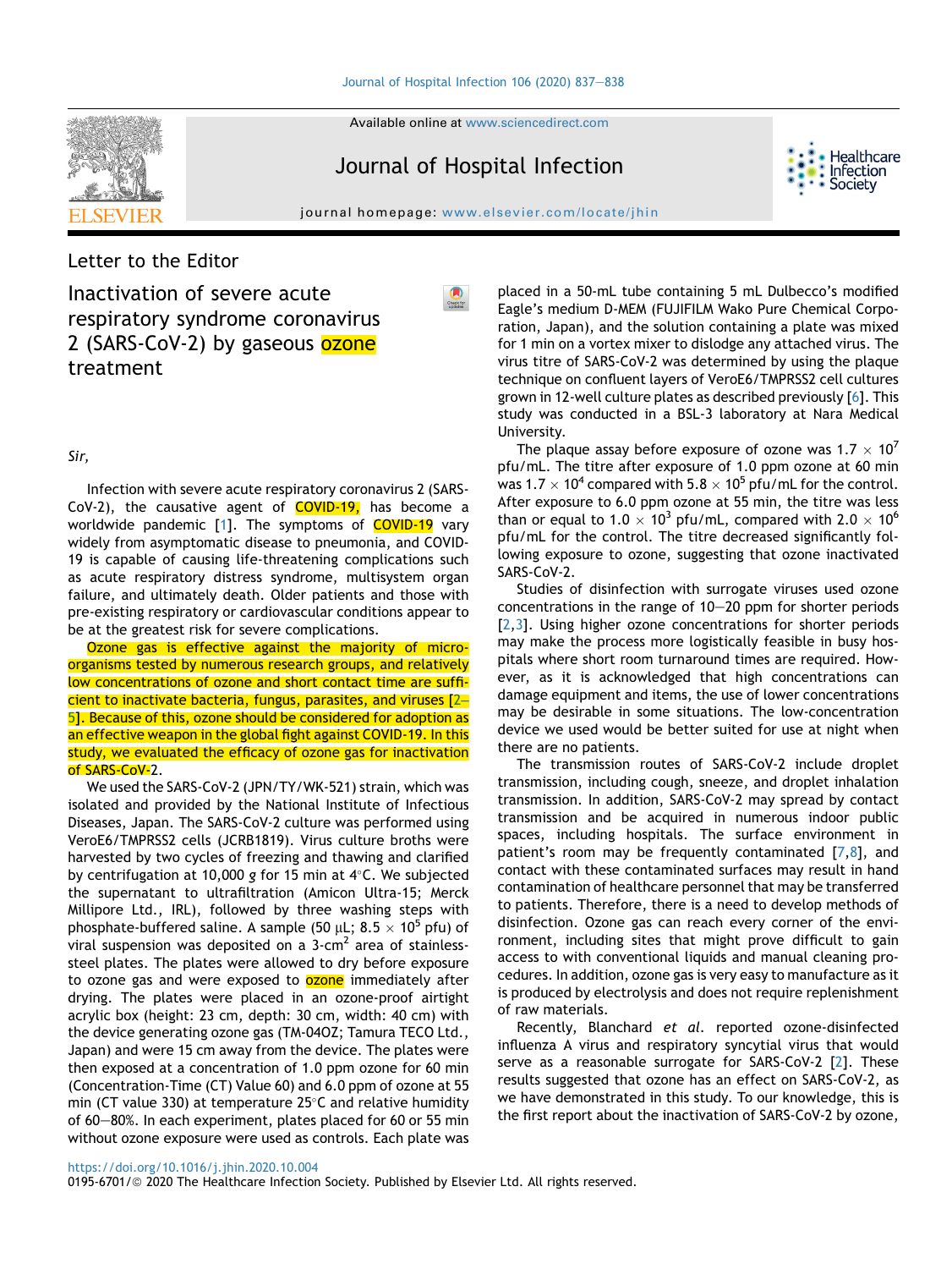Letter to the Editor

# Inactivation of severe acute respiratory syndrome coronavirus 2 (SARS-CoV-2) by gaseous ozone treatment

*Sir,*

Infection with severe acute respiratory coronavirus 2 (SARS-CoV-2), the causative agent of COVID-19, has become a worldwide pandemic [1]. The symptoms of COVID-19 vary widely from asymptomatic disease to pneumonia, and COVID-19 is capable of causing life-threatening complications such as acute respiratory distress syndrome, multisystem organ failure, and ultimately death. Older patients and those with pre-existing respiratory or cardiovascular conditions appear to be at the greatest risk for severe complications.

Ozone gas is effective against the majority of microorganisms tested by numerous research groups, and relatively low concentrations of ozone and short contact time are sufficient to inactivate bacteria, fungus, parasites, and viruses [2–5]. Because of this, ozone should be considered for adoption as an effective weapon in the global fight against COVID-19. In this study, we evaluated the efficacy of ozone gas for inactivation of SARS-CoV-2.

We used the SARS-CoV-2 (JPN/TY/WK-521) strain, which was isolated and provided by the National Institute of Infectious Diseases, Japan. The SARS-CoV-2 culture was performed using VeroE6/TMPRSS2 cells (JCRB1819). Virus culture broths were harvested by two cycles of freezing and thawing and clarified by centrifugation at 10,000 *g* for 15 min at 4°C. We subjected the supernatant to ultrafiltration (Amicon Ultra-15; Merck Millipore Ltd., IRL), followed by three washing steps with phosphate-buffered saline. A sample (50 μL; $8.5 \times 10^5$ pfu) of viral suspension was deposited on a 3-$cm^2$ area of stainless-steel plates. The plates were allowed to dry before exposure to ozone gas and were exposed to ozone immediately after drying. The plates were placed in an ozone-proof airtight acrylic box (height: 23 cm, depth: 30 cm, width: 40 cm) with the device generating ozone gas (TM-04OZ; Tamura TECO Ltd., Japan) and were 15 cm away from the device. The plates were then exposed at a concentration of 1.0 ppm ozone for 60 min (Concentration-Time (CT) Value 60) and 6.0 ppm of ozone at 55 min (CT value 330) at temperature 25°C and relative humidity of 60–80%. In each experiment, plates placed for 60 or 55 min without ozone exposure were used as controls. Each plate was placed in a 50-mL tube containing 5 mL Dulbecco's modified Eagle's medium D-MEM (FUJIFILM Wako Pure Chemical Corporation, Japan), and the solution containing a plate was mixed for 1 min on a vortex mixer to dislodge any attached virus. The virus titre of SARS-CoV-2 was determined by using the plaque technique on confluent layers of VeroE6/TMPRSS2 cell cultures grown in 12-well culture plates as described previously [6]. This study was conducted in a BSL-3 laboratory at Nara Medical University.

The plaque assay before exposure of ozone was $1.7 \times 10^7$ pfu/mL. The titre after exposure of 1.0 ppm ozone at 60 min was $1.7 \times 10^4$ compared with $5.8 \times 10^5$ pfu/mL for the control. After exposure to 6.0 ppm ozone at 55 min, the titre was less than or equal to $1.0 \times 10^3$ pfu/mL, compared with $2.0 \times 10^6$ pfu/mL for the control. The titre decreased significantly following exposure to ozone, suggesting that ozone inactivated SARS-CoV-2.

Studies of disinfection with surrogate viruses used ozone concentrations in the range of 10–20 ppm for shorter periods [2,3]. Using higher ozone concentrations for shorter periods may make the process more logistically feasible in busy hospitals where short room turnaround times are required. However, as it is acknowledged that high concentrations can damage equipment and items, the use of lower concentrations may be desirable in some situations. The low-concentration device we used would be better suited for use at night when there are no patients.

The transmission routes of SARS-CoV-2 include droplet transmission, including cough, sneeze, and droplet inhalation transmission. In addition, SARS-CoV-2 may spread by contact transmission and be acquired in numerous indoor public spaces, including hospitals. The surface environment in patient's room may be frequently contaminated [7,8], and contact with these contaminated surfaces may result in hand contamination of healthcare personnel that may be transferred to patients. Therefore, there is a need to develop methods of disinfection. Ozone gas can reach every corner of the environment, including sites that might prove difficult to gain access to with conventional liquids and manual cleaning procedures. In addition, ozone gas is very easy to manufacture as it is produced by electrolysis and does not require replenishment of raw materials.

Recently, Blanchard *et al.* reported ozone-disinfected influenza A virus and respiratory syncytial virus that would serve as a reasonable surrogate for SARS-CoV-2 [2]. These results suggested that ozone has an effect on SARS-CoV-2, as we have demonstrated in this study. To our knowledge, this is the first report about the inactivation of SARS-CoV-2 by ozone,

https://doi.org/10.1016/j.jhin.2020.10.004
0195-6701/© 2020 The Healthcare Infection Society. Published by Elsevier Ltd. All rights reserved.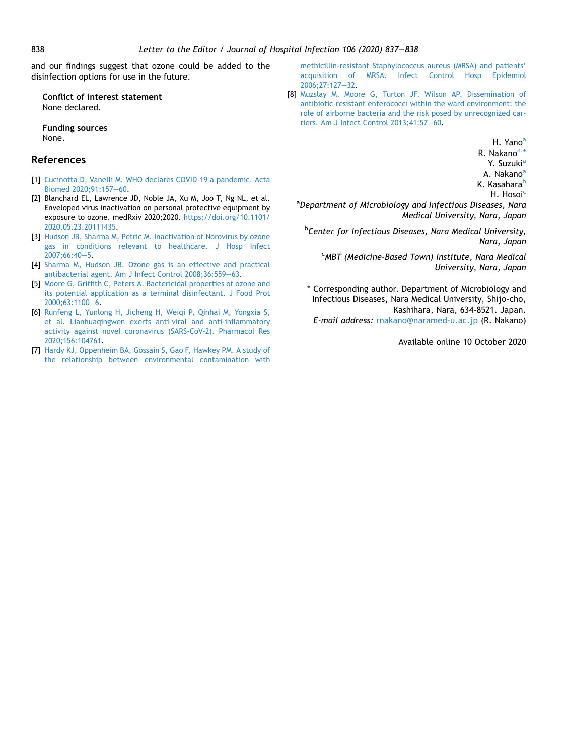and our findings suggest that ozone could be added to the disinfection options for use in the future.

**Conflict of interest statement**

None declared.

**Funding sources**

None.

## References

[1] Cucinotta D, Vanelli M. WHO declares COVID-19 a pandemic. Acta Biomed 2020;91:157–60.

[2] Blanchard EL, Lawrence JD, Noble JA, Xu M, Joo T, Ng NL, et al. Enveloped virus inactivation on personal protective equipment by exposure to ozone. medRxiv 2020;2020. https://doi.org/10.1101/2020.05.23.20111435.

[3] Hudson JB, Sharma M, Petric M. Inactivation of Norovirus by ozone gas in conditions relevant to healthcare. J Hosp Infect 2007;66:40–5.

[4] Sharma M, Hudson JB. Ozone gas is an effective and practical antibacterial agent. Am J Infect Control 2008;36:559–63.

[5] Moore G, Griffith C, Peters A. Bactericidal properties of ozone and its potential application as a terminal disinfectant. J Food Prot 2000;63:1100–6.

[6] Runfeng L, Yunlong H, Jicheng H, Weiqi P, Qinhai M, Yongxia S, et al. Lianhuaqingwen exerts anti-viral and anti-inflammatory activity against novel coronavirus (SARS-CoV-2). Pharmacol Res 2020;156:104761.

[7] Hardy KJ, Oppenheim BA, Gossain S, Gao F, Hawkey PM. A study of the relationship between environmental contamination with methicillin-resistant Staphylococcus aureus (MRSA) and patients' acquisition of MRSA. Infect Control Hosp Epidemiol 2006;27:127–32.

[8] Muzslay M, Moore G, Turton JF, Wilson AP. Dissemination of antibiotic-resistant enterococci within the ward environment: the role of airborne bacteria and the risk posed by unrecognized carriers. Am J Infect Control 2013;41:57–60.

H. Yano[a]
R. Nakano[a,*]
Y. Suzuki[a]
A. Nakano[a]
K. Kasahara[b]
H. Hosoi[c]

[a]*Department of Microbiology and Infectious Diseases, Nara Medical University, Nara, Japan*

[b]*Center for Infectious Diseases, Nara Medical University, Nara, Japan*

[c]*MBT (Medicine-Based Town) Institute, Nara Medical University, Nara, Japan*

\* Corresponding author. Department of Microbiology and Infectious Diseases, Nara Medical University, Shijo-cho, Kashihara, Nara, 634-8521. Japan.
*E-mail address:* rnakano@naramed-u.ac.jp (R. Nakano)

Available online 10 October 2020